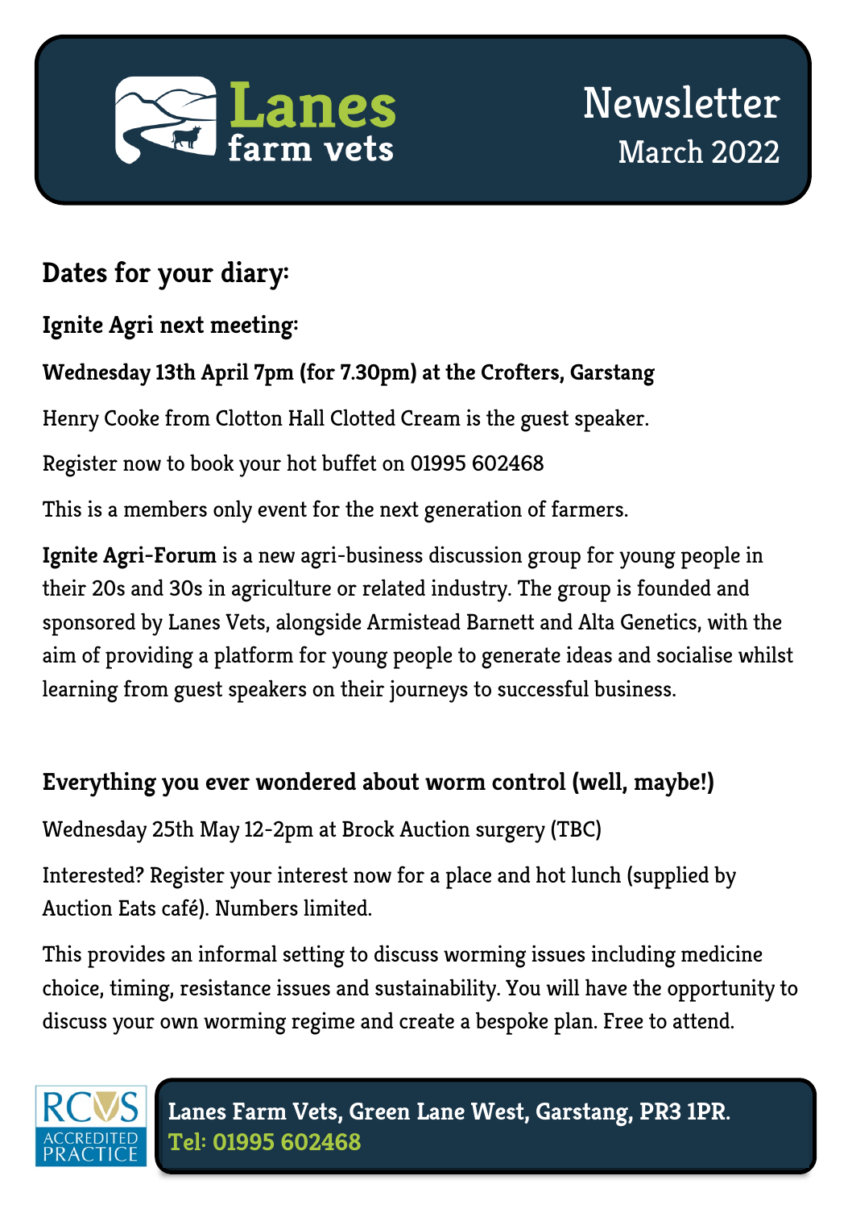# Lanes farm vets

# Newsletter
March 2022

## Dates for your diary:

### Ignite Agri next meeting:

**Wednesday 13th April 7pm (for 7.30pm) at the Crofters, Garstang**

Henry Cooke from Clotton Hall Clotted Cream is the guest speaker.

Register now to book your hot buffet on 01995 602468

This is a members only event for the next generation of farmers.

**Ignite Agri-Forum** is a new agri-business discussion group for young people in their 20s and 30s in agriculture or related industry. The group is founded and sponsored by Lanes Vets, alongside Armistead Barnett and Alta Genetics, with the aim of providing a platform for young people to generate ideas and socialise whilst learning from guest speakers on their journeys to successful business.

### Everything you ever wondered about worm control (well, maybe!)

Wednesday 25th May 12-2pm at Brock Auction surgery (TBC)

Interested? Register your interest now for a place and hot lunch (supplied by Auction Eats café). Numbers limited.

This provides an informal setting to discuss worming issues including medicine choice, timing, resistance issues and sustainability. You will have the opportunity to discuss your own worming regime and create a bespoke plan. Free to attend.

RCVS ACCREDITED PRACTICE

**Lanes Farm Vets, Green Lane West, Garstang, PR3 1PR.**
**Tel: 01995 602468**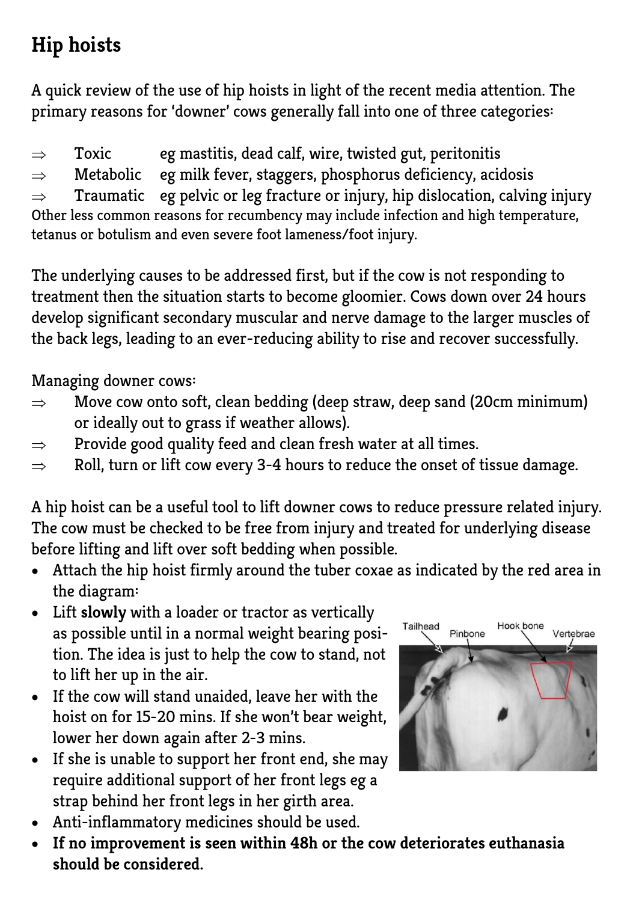## Hip hoists

A quick review of the use of hip hoists in light of the recent media attention. The primary reasons for 'downer' cows generally fall into one of three categories:

- ⇒ Toxic eg mastitis, dead calf, wire, twisted gut, peritonitis
- ⇒ Metabolic eg milk fever, staggers, phosphorus deficiency, acidosis
- ⇒ Traumatic eg pelvic or leg fracture or injury, hip dislocation, calving injury

Other less common reasons for recumbency may include infection and high temperature, tetanus or botulism and even severe foot lameness/foot injury.

The underlying causes to be addressed first, but if the cow is not responding to treatment then the situation starts to become gloomier. Cows down over 24 hours develop significant secondary muscular and nerve damage to the larger muscles of the back legs, leading to an ever-reducing ability to rise and recover successfully.

Managing downer cows:

- ⇒ Move cow onto soft, clean bedding (deep straw, deep sand (20cm minimum) or ideally out to grass if weather allows).
- ⇒ Provide good quality feed and clean fresh water at all times.
- ⇒ Roll, turn or lift cow every 3-4 hours to reduce the onset of tissue damage.

A hip hoist can be a useful tool to lift downer cows to reduce pressure related injury. The cow must be checked to be free from injury and treated for underlying disease before lifting and lift over soft bedding when possible.

- Attach the hip hoist firmly around the tuber coxae as indicated by the red area in the diagram:
- Lift **slowly** with a loader or tractor as vertically as possible until in a normal weight bearing position. The idea is just to help the cow to stand, not to lift her up in the air.
- If the cow will stand unaided, leave her with the hoist on for 15-20 mins. If she won't bear weight, lower her down again after 2-3 mins.
- If she is unable to support her front end, she may require additional support of her front legs eg a strap behind her front legs in her girth area.
- Anti-inflammatory medicines should be used.
- **If no improvement is seen within 48h or the cow deteriorates euthanasia should be considered.**

Tailhead
Pinbone
Hook bone
Vertebrae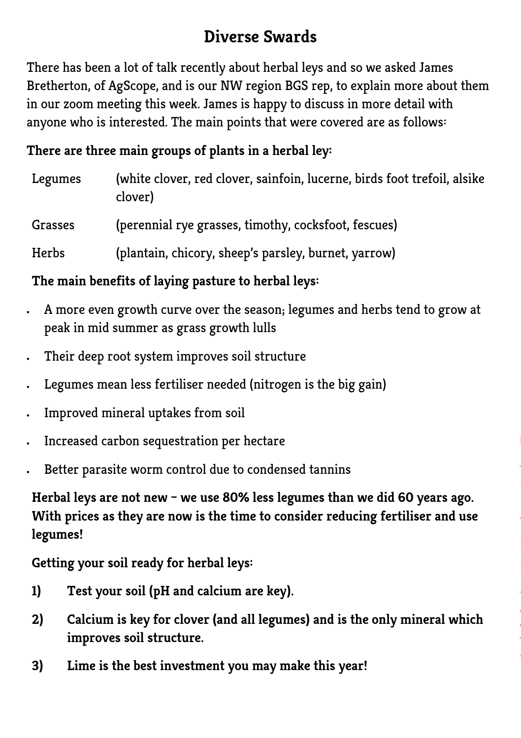# Diverse Swards

There has been a lot of talk recently about herbal leys and so we asked James Bretherton, of AgScope, and is our NW region BGS rep, to explain more about them in our zoom meeting this week. James is happy to discuss in more detail with anyone who is interested. The main points that were covered are as follows:

**There are three main groups of plants in a herbal ley:**

| | |
|---|---|
| Legumes | (white clover, red clover, sainfoin, lucerne, birds foot trefoil, alsike clover) |
| Grasses | (perennial rye grasses, timothy, cocksfoot, fescues) |
| Herbs | (plantain, chicory, sheep's parsley, burnet, yarrow) |

**The main benefits of laying pasture to herbal leys:**

- A more even growth curve over the season; legumes and herbs tend to grow at peak in mid summer as grass growth lulls
- Their deep root system improves soil structure
- Legumes mean less fertiliser needed (nitrogen is the big gain)
- Improved mineral uptakes from soil
- Increased carbon sequestration per hectare
- Better parasite worm control due to condensed tannins

**Herbal leys are not new – we use 80% less legumes than we did 60 years ago. With prices as they are now is the time to consider reducing fertiliser and use legumes!**

**Getting your soil ready for herbal leys:**

1) **Test your soil (pH and calcium are key).**
2) **Calcium is key for clover (and all legumes) and is the only mineral which improves soil structure.**
3) **Lime is the best investment you may make this year!**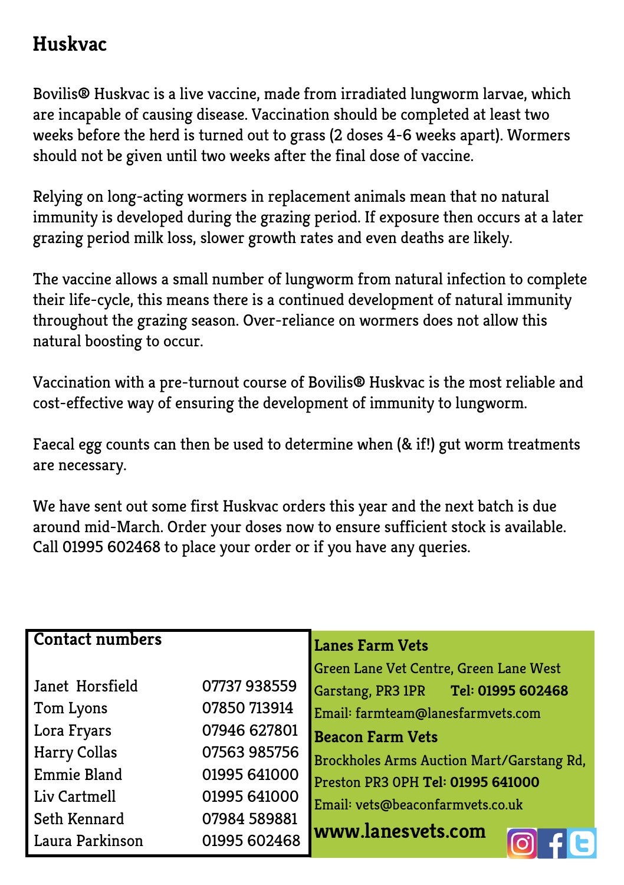## Huskvac

Bovilis® Huskvac is a live vaccine, made from irradiated lungworm larvae, which are incapable of causing disease. Vaccination should be completed at least two weeks before the herd is turned out to grass (2 doses 4-6 weeks apart). Wormers should not be given until two weeks after the final dose of vaccine.

Relying on long-acting wormers in replacement animals mean that no natural immunity is developed during the grazing period. If exposure then occurs at a later grazing period milk loss, slower growth rates and even deaths are likely.

The vaccine allows a small number of lungworm from natural infection to complete their life-cycle, this means there is a continued development of natural immunity throughout the grazing season. Over-reliance on wormers does not allow this natural boosting to occur.

Vaccination with a pre-turnout course of Bovilis® Huskvac is the most reliable and cost-effective way of ensuring the development of immunity to lungworm.

Faecal egg counts can then be used to determine when (& if!) gut worm treatments are necessary.

We have sent out some first Huskvac orders this year and the next batch is due around mid-March. Order your doses now to ensure sufficient stock is available. Call 01995 602468 to place your order or if you have any queries.

**Contact numbers**

| | |
|---|---|
| Janet Horsfield | 07737 938559 |
| Tom Lyons | 07850 713914 |
| Lora Fryars | 07946 627801 |
| Harry Collas | 07563 985756 |
| Emmie Bland | 01995 641000 |
| Liv Cartmell | 01995 641000 |
| Seth Kennard | 07984 589881 |
| Laura Parkinson | 01995 602468 |

**Lanes Farm Vets**
Green Lane Vet Centre, Green Lane West
Garstang, PR3 1PR **Tel: 01995 602468**
Email: farmteam@lanesfarmvets.com

**Beacon Farm Vets**
Brockholes Arms Auction Mart/Garstang Rd,
Preston PR3 0PH **Tel: 01995 641000**
Email: vets@beaconfarmvets.co.uk

**www.lanesvets.com**